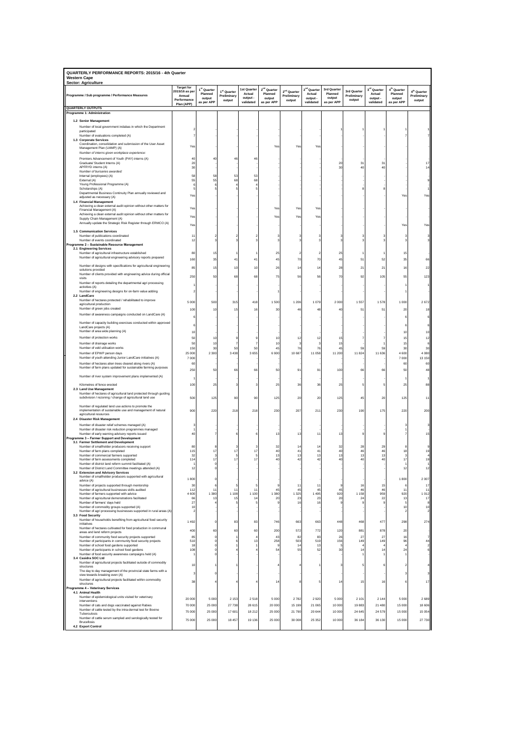# QUARTERLY PERFORMANCE REPORTS: 2015/16 - 4th Quarter

**Western Cape**

**Sector: Agriculture**

| Programme / Sub programme / Performance Measures | Target for 2015/16 as per Annual Performance Plan (APP) | 1st Quarter Planned output as per APP | 1st Quarter Preliminary output | 1st Quarter Actual output - validated | 2nd Quarter Planned output as per APP | 2nd Quarter Preliminary output | 2nd Quarter Actual output - validated | 3rd Quarter Planned output as per APP | 3rd Quarter Preliminary output | 3rd Quarter Actual output - validated | 4th Quarter Planned output as per APP | 4th Quarter Preliminary output |
|---|---|---|---|---|---|---|---|---|---|---|---|---|
| **QUARTERLY OUTPUTS** | | | | | | | | | | | | |
| **Programme 1: Administration** | | | | | | | | | | | | |
| **1.2 Senior Management** | | | | | | | | | | | | |
| Number of local government indabas in which the Department participated | 2 | - | - | - | - | - | - | 1 | 1 | 1 | 1 | 1 |
| Number of evaluations completed (A) | 7 | - | - | - | - | - | - | - | - | - | 7 | 7 |
| **1.3 Corporate Services** | | | | | | | | | | | | |
| Coordination, consolidation and submission of the User Asset Management Plan (UAMP) (A) | Yes | - | - | - | Yes | Yes | Yes | - | - | - | - | - |
| *Number of interns given workplace experience:* | | | | | | | | | | | | |
| Premiers Advancement of Youth (PAY) interns (A) | 40 | 40 | 46 | 46 | - | - | - | - | - | - | - | - |
| Graduate/ Student Interns (A) | 20 | - | - | - | - | - | - | 20 | 31 | 31 | - | 17 |
| APFRYD interns (A) | 30 | - | - | - | - | - | - | 30 | 40 | 40 | - | 14 |
| *Number of bursaries awarded:* | | | | | | | | | | | | |
| Internal (employees) (A) | 58 | 58 | 53 | 53 | - | - | - | - | - | - | - | - |
| External (A) | 55 | 55 | 68 | 68 | - | - | - | - | - | - | - | 9 |
| Young Professional Programme (A) | 6 | 6 | 4 | 4 | - | - | - | - | - | - | - | - |
| Scholarships (A) | 5 | 5 | 5 | 5 | - | - | - | - | 8 | 8 | - | 1 |
| Departmental Business Continuity Plan annually reviewed and adjusted as necessary (A) | Yes | - | - | - | - | - | - | - | - | - | Yes | Yes |
| **1.4 Financial Management** | | | | | | | | | | | | |
| Achieving a clean external audit opinion without other matters for Financial Management (A) | Yes | - | - | - | Yes | Yes | Yes | - | - | - | - | - |
| Achieving a clean external audit opinion without other matters for Supply Chain Management (A) | Yes | - | - | - | Yes | Yes | Yes | - | - | - | - | - |
| Annually update the Strategic Risk Register through ERMCO (A) | Yes | - | - | - | - | - | - | - | - | - | Yes | Yes |
| **1.5 Communication Services** | | | | | | | | | | | | |
| Number of publications coordinated | 11 | 2 | 2 | 2 | 3 | 3 | 3 | 3 | 3 | 3 | 3 | 3 |
| Number of events coordinated | 12 | 3 | 3 | 3 | 3 | 3 | 3 | 3 | 3 | 3 | 3 | 3 |
| **Programme 2 – Sustainable Resource Management** | | | | | | | | | | | | |
| **2.1 Engineering Services** | | | | | | | | | | | | |
| Number of agricultural infrastructure established | 80 | 15 | 1 | 1 | 25 | 2 | 2 | 25 | 1 | 1 | 15 | - |
| Number of agricultural engineering advisory reports prepared | 160 | 35 | 41 | 41 | 45 | 70 | 70 | 45 | 51 | 52 | 35 | 66 |
| Number of designs with specifications for agricultural engineering solutions provided | 85 | 15 | 10 | 10 | 26 | 14 | 14 | 28 | 21 | 21 | 16 | 22 |
| Number of clients provided with engineering advice during official visits | 250 | 50 | 68 | 68 | 75 | 56 | 56 | 70 | 92 | 105 | 55 | 123 |
| Number of reports detailing the departmental agri processing activities (A) | 1 | - | - | - | - | - | - | - | - | - | 1 | 1 |
| Number of engineering designs for on-farm value adding | 2 | - | - | - | 1 | - | - | - | - | - | 1 | - |
| **2.2 LandCare** | | | | | | | | | | | | |
| Number of hectares protected / rehabilitated to improve agricultural production | 5 000 | 500 | 315 | 418 | 1 500 | 1 206 | 1 079 | 2 000 | 1 557 | 1 578 | 1 000 | 2 672 |
| Number of green jobs created | 100 | 10 | 15 | 16 | 30 | 46 | 48 | 40 | 51 | 51 | 20 | 18 |
| Number of awareness campaigns conducted on LandCare (A) | 6 | - | - | - | - | - | - | - | - | - | 6 | 6 |
| Number of capacity building exercises conducted within approved LandCare projects (A) | 6 | - | - | - | - | - | - | - | - | - | 6 | 6 |
| Number of area wide planning (A) | 10 | - | - | - | - | - | - | - | - | - | 10 | 10 |
| Number of protection works | 50 | 10 | 9 | 9 | 10 | 12 | 12 | 15 | 7 | 7 | 15 | 12 |
| Number of drainage works | 50 | 10 | 7 | 7 | 10 | 3 | 3 | 15 | - | 1 | 15 | 6 |
| Number of veld utilisation works | 150 | 30 | 50 | 50 | 45 | 76 | 76 | 45 | 59 | 59 | 30 | 30 |
| Number of EPWP person days | 25 000 | 2 300 | 3 438 | 3 655 | 6 900 | 10 687 | 11 058 | 11 200 | 11 824 | 11 636 | 4 600 | 4 080 |
| Number of youth attending Junior LandCare initiatives (A) | 7 000 | - | - | - | - | - | - | - | - | - | 7 000 | 13 150 |
| Number of hectares alien trees cleared along rivers (A) | 60 | - | - | - | - | - | - | - | - | - | 60 | 60 |
| Number of farm plans updated for sustainable farming purposes | 250 | 50 | 66 | 66 | 50 | 91 | 91 | 100 | 66 | 66 | 50 | 48 |
| Number of river system improvement plans implemented (A) | 1 | - | - | - | - | - | - | - | - | - | 1 | 1 |
| Kilometres of fence erected | 100 | 25 | 3 | 3 | 25 | 36 | 36 | 25 | 5 | 5 | 25 | 88 |
| **2.3 Land Use Management** | | | | | | | | | | | | |
| Number of hectares of agricultural land protected through guiding subdivision / rezoning / change of agricultural land use | 500 | 125 | 90 | 90 | 125 | 20 | 20 | 125 | 45 | 20 | 125 | 11 |
| Number of regulated land use actions to promote the implementation of sustainable use and management of natural agricultural resources | 900 | 220 | 218 | 218 | 230 | 207 | 211 | 230 | 190 | 175 | 220 | 200 |
| **2.4 Disaster Risk Management** | | | | | | | | | | | | |
| Number of disaster relief schemes managed (A) | 3 | - | - | - | - | - | - | - | - | - | 3 | 3 |
| Number of disaster risk reduction programmes managed | 1 | - | - | - | - | - | - | - | - | - | 1 | - |
| Number of early warning advisory reports issued | 40 | 7 | 6 | 6 | 13 | 13 | 11 | 13 | 9 | 9 | 7 | 15 |
| **Programme 3 – Farmer Support and Development** | | | | | | | | | | | | |
| **3.1 Farmer Settlement and Development** | | | | | | | | | | | | |
| Number of smallholder producers receiving support | 80 | 8 | 3 | 3 | 32 | 14 | 14 | 32 | 28 | 29 | 8 | 9 |
| Number of farm plans completed | 115 | 17 | 17 | 17 | 40 | 41 | 41 | 40 | 46 | 46 | 18 | 19 |
| Number of commercial farmers supported | 32 | 3 | 5 | 5 | 13 | 13 | 13 | 13 | 13 | 13 | 3 | 4 |
| Number of farm assessments completed | 114 | 17 | 17 | 17 | 40 | 42 | 42 | 40 | 40 | 40 | 17 | 19 |
| Number of district land reform summit facilitated (A) | 1 | 0 | - | - | - | - | - | - | - | - | 1 | 1 |
| Number of District Land Committee meetings attended (A) | 12 | 0 | - | - | - | - | - | - | - | - | 12 | 12 |
| **3.2 Extension and Advisory Services** | | | | | | | | | | | | |
| Number of smallholder producers supported with agricultural advice (A) | 1 800 | 0 | - | - | - | - | - | - | - | - | 1 800 | 2 007 |
| Number of projects supported through mentorship | 30 | 6 | 5 | 5 | 9 | 11 | 11 | 9 | 16 | 15 | 6 | 17 |
| Number of agricultural businesses skills audited | 112 | 11 | 11 | 11 | 45 | 45 | 45 | 45 | 46 | 46 | 11 | 11 |
| Number of farmers supported with advice | 4 600 | 1 380 | 1 108 | 1 100 | 1 380 | 1 325 | 1 495 | 920 | 1 158 | 959 | 920 | 1 012 |
| Number of agricultural demonstrations facilitated | 66 | 13 | 15 | 14 | 20 | 23 | 23 | 20 | 24 | 22 | 13 | 17 |
| Number of farmers' days held | 27 | 4 | 5 | 5 | 9 | 16 | 16 | 9 | 9 | 9 | 5 | 8 |
| Number of commodity groups supported (A) | 10 | - | - | - | - | - | - | - | - | - | 10 | 10 |
| Number of agri processing businesses supported in rural areas (A) | 2 | - | - | - | - | - | - | - | - | - | 2 | 2 |
| **3.3 Food Security** | | | | | | | | | | | | |
| Number of households benefiting from agricultural food security initiatives | 1 492 | 0 | 83 | 83 | 746 | 663 | 663 | 448 | 468 | 477 | 298 | 274 |
| Number of hectares cultivated for food production in communal areas and land reform projects | 400 | 60 | 60 | 60 | 200 | 572 | 772 | 120 | 881 | 878 | 20 | - |
| Number of community food security projects supported | 85 | 0 | 1 | 4 | 43 | 82 | 83 | 26 | 27 | 27 | 16 | 7 |
| Number of participants in community food security projects | 510 | 0 | 6 | 13 | 258 | 503 | 519 | 156 | 149 | 149 | 96 | 44 |
| Number of school food gardens supported | 18 | 0 | 1 | 1 | 9 | 14 | 13 | 5 | 4 | 4 | 4 | 2 |
| Number of participants in school food gardens | 108 | 0 | 4 | 4 | 54 | 55 | 52 | 30 | 14 | 14 | 24 | 6 |
| Number of food security awareness campaigns held (A) | 1 | 0 | - | - | - | - | - | - | 1 | 1 | - | - |
| **3.4 Casidra SOC Ltd** | | | | | | | | | | | | |
| Number of agricultural projects facilitated outside of commodity structures | 10 | 1 | 1 | - | 4 | 4 | 1 | 3 | 5 | 6 | 2 | 4 |
| The day to day management of the provincial state farms with a view towards breaking even (A) | 3 | 0 | - | - | - | - | - | - | - | - | 3 | 3 |
| Number of agricultural projects facilitated within commodity structures | 38 | 4 | 4 | 4 | 14 | 8 | 5 | 14 | 15 | 16 | 6 | 17 |
| **Programme 4 – Veterinary Services** | | | | | | | | | | | | |
| **4.1 Animal Health** | | | | | | | | | | | | |
| Number of epidemiological units visited for veterinary interventions | 20 000 | 5 000 | 2 153 | 2 518 | 5 000 | 2 782 | 2 920 | 5 000 | 2 101 | 2 144 | 5 000 | 2 689 |
| Number of cats and dogs vaccinated against Rabies | 70 000 | 25 000 | 27 738 | 28 615 | 20 000 | 15 199 | 21 065 | 10 000 | 19 883 | 21 480 | 15 000 | 18 606 |
| Number of cattle tested by the intra-dermal test for Bovine Tuberculosis | 75 000 | 25 000 | 17 601 | 18 212 | 25 000 | 21 790 | 20 644 | 10 000 | 24 645 | 24 579 | 15 000 | 15 054 |
| Number of cattle serum sampled and serologically tested for Brucellosis | 75 000 | 25 000 | 18 457 | 19 136 | 25 000 | 30 008 | 25 352 | 10 000 | 36 184 | 36 130 | 15 000 | 27 730 |
| **4.2 Export Control** | | | | | | | | | | | | |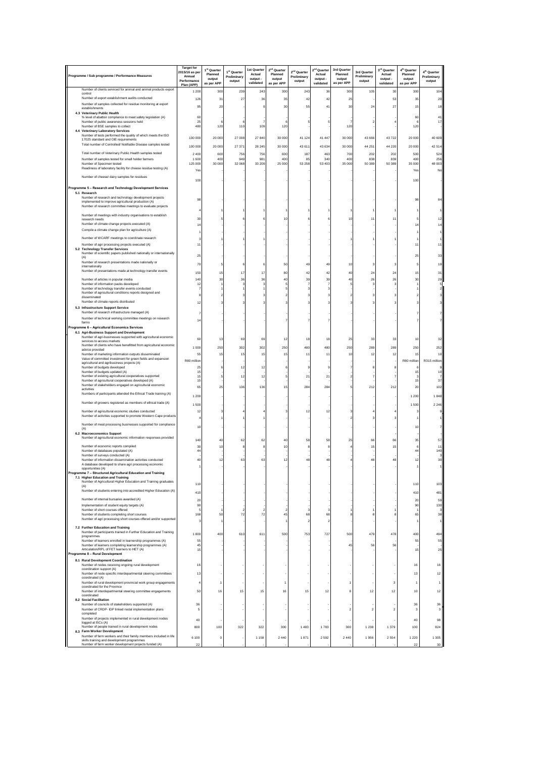| Programme / Sub programme / Performance Measures | Target for 2015/16 as per Annual Performance Plan (APP) | 1st Quarter Planned output as per APP | 1st Quarter Preliminary output | 1st Quarter Actual output - validated | 2nd Quarter Planned output as per APP | 2nd Quarter Preliminary output | 2nd Quarter Actual output - validated | 3rd Quarter Planned output as per APP | 3rd Quarter Preliminary output | 3rd Quarter Actual output - validated | 4th Quarter Planned output as per APP | 4th Quarter Preliminary output |
|---|---|---|---|---|---|---|---|---|---|---|---|---|
| Number of clients serviced for animal and animal products export control | 1 200 | 300 | 239 | 243 | 300 | 243 | 36 | 300 | 105 | 30 | 300 | 104 |
| Number of export establishment audits conducted | 126 | 31 | 27 | 36 | 35 | 42 | 42 | 25 | - | 53 | 35 | 20 |
| Number of samples collected for residue monitoring at export establishments | 95 | 20 | - | 9 | 30 | 55 | 41 | 30 | 24 | 27 | 15 | 18 |
| **4.3 Veterinary Public Health** | | | | | | | | | | | | |
| % level of abattoir compliance to meat safety legislation (A) | 60 | - | - | - | - | - | - | - | - | - | 60 | 41 |
| Number of public awareness sessions held | 25 | 6 | 6 | 7 | 6 | 5 | 5 | 7 | 2 | 4 | 6 | 17 |
| Number of BSE samples to collect | 480 | 120 | 110 | 109 | 120 | - | - | 120 | - | - | 120 | - |
| **4.4 Veterinary Laboratory Services** | | | | | | | | | | | | |
| Number of tests performed the quality of which meets the ISO 17025 standard and OIE requirements | 100 000 | 20 000 | 27 008 | 27 840 | 30 000 | 41 124 | 41 447 | 30 000 | 43 666 | 43 722 | 20 000 | 40 609 |
| Total number of Controlled/ Notifiable Disease samples tested | 100 000 | 20 000 | 27 371 | 28 245 | 30 000 | 43 611 | 43 634 | 30 000 | 44 251 | 44 220 | 20 000 | 42 514 |
| Total number of Veterinary Public Health samples tested | 2 400 | 600 | 756 | 756 | 600 | 187 | 463 | 700 | 202 | 202 | 500 | 524 |
| Number of samples tested for small holder farmers | 1 600 | 400 | 949 | 981 | 400 | 85 | 340 | 400 | 838 | 839 | 400 | 256 |
| Number of Specimen tested | 125 000 | 30 000 | 32 068 | 33 209 | 25 000 | 53 258 | 53 403 | 35 000 | 50 389 | 50 389 | 35 000 | 48 003 |
| Readiness of laboratory facility for cheese residue testing (A) | Yes | - | - | - | - | - | - | - | - | - | Yes | No |
| Number of cheese/ dairy samples for residues | 100 | - | - | - | - | - | - | - | - | - | 100 | - |
| **Programme 5 – Research and Technology Development Services** | | | | | | | | | | | | |
| **5.1 Research** | | | | | | | | | | | | |
| Number of research and technology development projects implemented to improve agricultural production (A) | 98 | - | - | - | - | - | - | - | - | - | 98 | 84 |
| Number of research committee meetings to evaluate projects | 4 | 1 | 1 | 1 | 1 | 1 | 1 | 1 | 1 | 1 | 1 | 1 |
| Number of meetings with industry organisations to establish research needs | 30 | 5 | 6 | 6 | 10 | 6 | 6 | 10 | 11 | 11 | 5 | 12 |
| Number of climate change projects executed (A) | 14 | - | - | - | - | - | - | - | - | - | 14 | 14 |
| Compile a climate change plan for agriculture (A) | 1 | - | - | - | - | - | - | - | - | - | 1 | 1 |
| Number of WCARF meetings to coordinate research | 3 | 1 | 1 | 1 | - | - | - | 1 | 1 | 1 | 1 | 1 |
| Number of agri processing projects executed (A) | 11 | - | - | - | - | - | - | - | - | - | 11 | 11 |
| **5.2 Technology Transfer Services** | | | | | | | | | | | | |
| Number of scientific papers published nationally or internationally (A) | 25 | - | - | - | - | - | - | - | - | - | 25 | 33 |
| Number of research presentations made nationally or internationally | 70 | 5 | 6 | 6 | 50 | 49 | 49 | 10 | 3 | 3 | 5 | 19 |
| Number of presentations made at technology transfer events | 150 | 15 | 17 | 17 | 80 | 42 | 42 | 40 | 24 | 24 | 15 | 31 |
| Number of articles in popular media | 140 | 30 | 36 | 36 | 40 | 39 | 39 | 40 | 26 | 26 | 30 | 29 |
| Number of information packs developed | 12 | 1 | 3 | 3 | 5 | 7 | 7 | 5 | 3 | 3 | 1 | 5 |
| Number of technology transfer events conducted | 7 | 1 | 1 | 1 | 5 | 3 | 3 | - | - | - | 1 | 2 |
| Number of agricultural conditions reports designed and disseminated | 8 | 2 | 3 | 3 | 2 | 3 | 3 | 2 | 3 | 3 | 2 | 3 |
| Number of climate reports distributed | 12 | 3 | 3 | 3 | 3 | 3 | 3 | 3 | 3 | 3 | 3 | 3 |
| **5.3 Infrastructure Support Service** | | | | | | | | | | | | |
| Number of research infrastructure managed (A) | 7 | - | - | - | - | - | - | - | - | - | 7 | 7 |
| Number of technical working committee meetings on research farms | 14 | - | - | - | 7 | 7 | 7 | - | - | - | 7 | 7 |
| **Programme 6 – Agricultural Economics Services** | | | | | | | | | | | | |
| **6.1 Agri-Business Support and Development** | | | | | | | | | | | | |
| Number of agri-businesses supported with agricultural economic services to access markets | 60 | 13 | 69 | 69 | 12 | 18 | 18 | 25 | 33 | 33 | 10 | 32 |
| Number of clients who have benefitted from agricultural economic advice provided | 1 000 | 250 | 302 | 302 | 250 | 480 | 480 | 250 | 289 | 289 | 250 | 252 |
| Number of marketing information outputs disseminated | 55 | 15 | 15 | 15 | 15 | 11 | 11 | 10 | 12 | 12 | 15 | 10 |
| Value of committed investment for green fields and expansion agricultural and agribusiness projects (A) | R80 million | - | - | - | - | - | - | - | - | - | R80 million | R315 million |
| Number of budgets developed | 25 | 6 | 12 | 12 | 6 | 9 | 9 | 7 | 8 | 8 | 6 | 9 |
| Number of budgets updated (A) | 15 | - | - | - | - | - | - | - | - | - | 15 | 10 |
| Number of existing agricultural cooperatives supported | 15 | 5 | 12 | 12 | 5 | 21 | 21 | 2 | 7 | 7 | 3 | 7 |
| Number of agricultural cooperatives developed (A) | 15 | - | - | - | - | - | - | - | - | - | 15 | 37 |
| Number of stakeholders engaged on agricultural economic activities | 65 | 25 | 136 | 136 | 15 | 284 | 284 | 5 | 212 | 212 | 20 | 102 |
| Numbers of participants attended the Ethical Trade training (A) | 1 200 | - | - | - | - | - | - | - | - | - | 1 200 | 1 848 |
| Number of growers registered as members of ethical trade (A) | 1 500 | - | - | - | - | - | - | - | - | - | 1 500 | 2 246 |
| Number of agricultural economic studies conducted | 12 | 3 | 4 | 4 | 3 | 12 | 12 | 3 | 4 | 4 | 3 | 9 |
| Number of activities supported to promote Western Cape products | 4 | 1 | 1 | 1 | - | - | - | 2 | 3 | 3 | 1 | 1 |
| Number of meat processing businesses supported for compliance (A) | 10 | - | - | - | - | - | - | - | - | - | 10 | 7 |
| **6.2 Macroeconomics Support** | | | | | | | | | | | | |
| Number of agricultural economic information responses provided | 140 | 40 | 62 | 62 | 40 | 58 | 58 | 25 | 66 | 66 | 35 | 57 |
| Number of economic reports compiled | 30 | 10 | 8 | 8 | 10 | 8 | 8 | 4 | 15 | 15 | 6 | 11 |
| Number of databases populated (A) | 44 | - | - | - | - | - | - | - | - | - | 44 | 140 |
| Number of surveys conducted (A) | - | - | - | - | - | - | - | - | - | - | - | 3 |
| Number of information dissemination activities conducted | 40 | 12 | 63 | 63 | 12 | 48 | 48 | 4 | 48 | 48 | 12 | 30 |
| A database developed to share agri processing economic opportunities (A) | 1 | - | - | - | - | - | - | - | - | - | 1 | 1 |
| **Programme 7 – Structured Agricultural Education and Training** | | | | | | | | | | | | |
| **7.1 Higher Education and Training** | | | | | | | | | | | | |
| Number of Agricultural Higher Education and Training graduates (A) | 110 | - | - | - | - | - | - | - | - | - | 110 | 103 |
| Number of students entering into accredited Higher Education (A) | 410 | - | - | - | - | - | - | - | - | - | 410 | 481 |
| Number of internal bursaries awarded (A) | 20 | - | - | - | - | - | - | - | - | - | 20 | 59 |
| Implementation of student equity targets (A) | 90 | - | - | - | - | - | - | - | - | - | 90 | 130 |
| Number of short courses offered | 5 | 1 | 2 | 2 | 2 | 3 | 3 | 1 | 1 | 1 | 1 | 3 |
| Number of students completing short courses | 168 | 50 | 72 | 72 | 45 | 68 | 68 | 8 | 8 | 8 | 65 | 38 |
| Number of agri processing short courses offered and/or supported | 3 | 1 | - | - | 1 | 2 | 2 | - | - | - | 1 | 1 |
| **7.2 Further Education and Training** | | | | | | | | | | | | |
| Number of participants trained in Further Education and Training programmes | 1 800 | 400 | 610 | 611 | 500 | 753 | 727 | 500 | 479 | 478 | 400 | 494 |
| Number of learners enrolled in learnership programmes (A) | 55 | - | - | - | - | - | - | - | - | - | 55 | 55 |
| Number of learners completing learnership programmes (A) | 45 | - | - | - | - | - | - | 45 | 56 | 56 | - | - |
| Articulation/RPL of FET learners to HET (A) | 15 | - | - | - | - | - | - | - | - | - | 15 | 25 |
| **Programme 8 – Rural Development** | | | | | | | | | | | | |
| **8.1 Rural Development Coordination** | | | | | | | | | | | | |
| Number of nodes receiving ongoing rural development coordination support (A) | 16 | - | - | - | - | - | - | - | - | - | 16 | 16 |
| Number of node specific interdepartmental steering committees coordinated (A) | 13 | - | - | - | - | - | - | - | - | - | 13 | 12 |
| Number of rural development provincial work group engagements coordinated for the Province | 4 | 1 | - | - | 1 | - | - | 1 | - | 3 | 1 | 1 |
| Number of interdepartmental steering committee engagements coordinated | 50 | 16 | 15 | 15 | 16 | 15 | 12 | 8 | 12 | 12 | 10 | 12 |
| **8.2 Social Facilitation** | | | | | | | | | | | | |
| Number of councils of stakeholders supported (A) | 36 | - | - | - | - | - | - | - | - | - | 36 | 36 |
| Number of CRDP- IDP linked nodal implementation plans completed | 5 | - | - | - | - | - | - | 2 | 2 | 2 | 3 | 3 |
| Number of projects implemented in rural development nodes logged at ISCs (A) | 40 | - | - | - | - | - | - | - | - | - | 40 | 98 |
| Number of people trained in rural development nodes | 800 | 100 | 322 | 322 | 300 | 1 483 | 1 783 | 300 | 1 238 | 1 379 | 100 | 824 |
| **8.3 Farm Worker Development** | | | | | | | | | | | | |
| Number of farm workers and their family members included in life skills training and development programmes | 6 100 | 0 | - | 1 158 | 2 440 | 1 871 | 2 592 | 2 440 | 1 956 | 2 554 | 1 220 | 1 305 |
| Number of farm worker development projects funded (A) | 22 | - | - | - | - | - | - | - | - | - | 22 | 30 |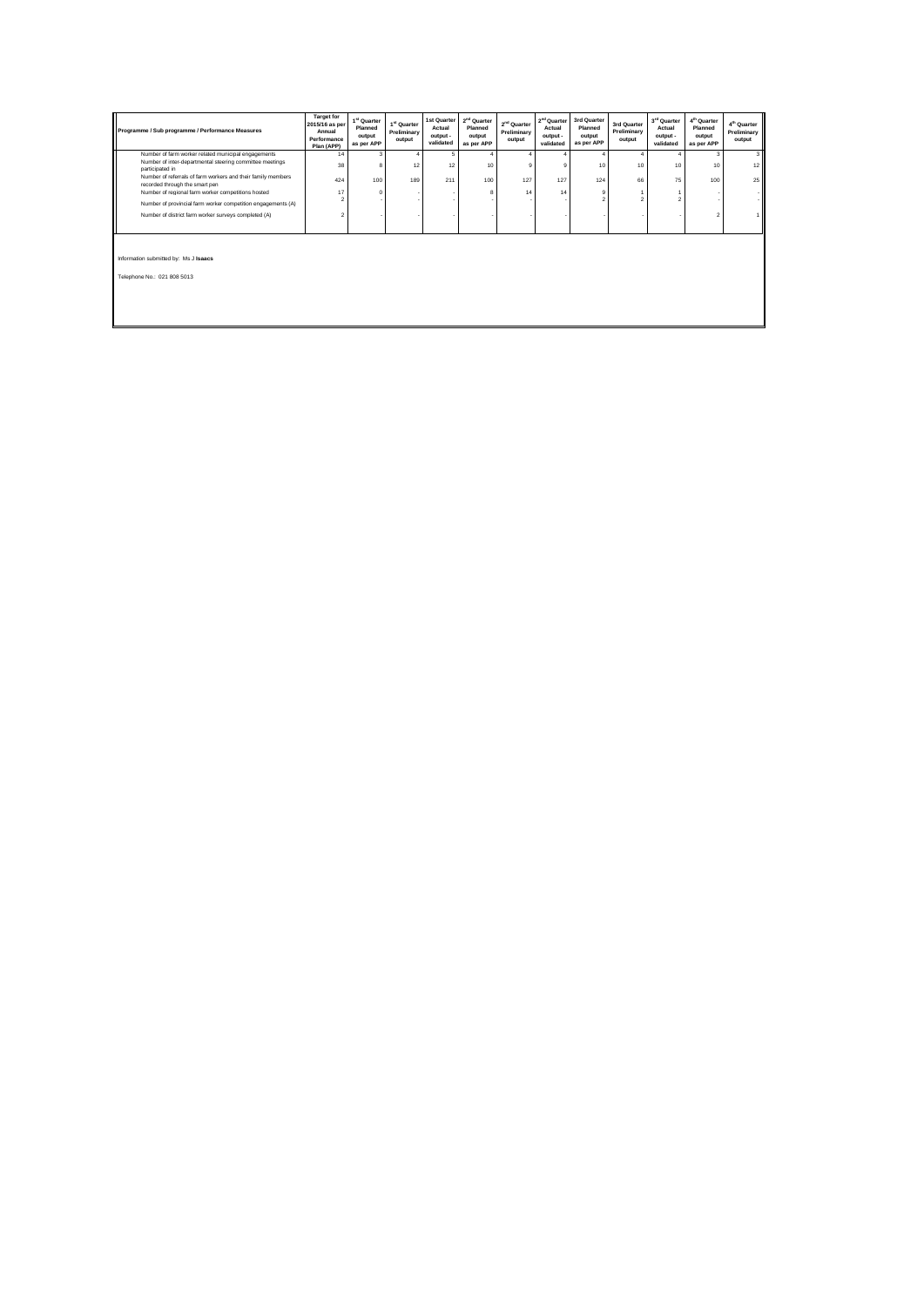| Programme / Sub programme / Performance Measures | Target for 2015/16 as per Annual Performance Plan (APP) | 1st Quarter Planned output as per APP | 1st Quarter Preliminary output | 1st Quarter Actual output - validated | 2nd Quarter Planned output as per APP | 2nd Quarter Preliminary output | 2nd Quarter Actual output - validated | 3rd Quarter Planned output as per APP | 3rd Quarter Preliminary output | 3rd Quarter Actual output - validated | 4th Quarter Planned output as per APP | 4th Quarter Preliminary output |
|---|---|---|---|---|---|---|---|---|---|---|---|---|
| Number of farm worker related municipal engagements | 14 | 3 | 4 | 5 | 4 | 4 | 4 | 4 | 4 | 4 | 3 | 3 |
| Number of inter-departmental steering committee meetings participated in | 38 | 8 | 12 | 12 | 10 | 9 | 9 | 10 | 10 | 10 | 10 | 12 |
| Number of referrals of farm workers and their family members recorded through the smart pen | 424 | 100 | 189 | 211 | 100 | 127 | 127 | 124 | 66 | 75 | 100 | 25 |
| Number of regional farm worker competitions hosted | 17 | 0 | - | - | 8 | 14 | 14 | 9 | 1 | 1 | - | - |
| Number of provincial farm worker competition engagements (A) | 2 | - | - | - | - | - | - | 2 | 2 | 2 | - | - |
| Number of district farm worker surveys completed (A) | 2 | - | - | - | - | - | - | - | - | - | 2 | 1 |

Information submitted by: Ms J **Isaacs**

Telephone No.: 021 808 5013